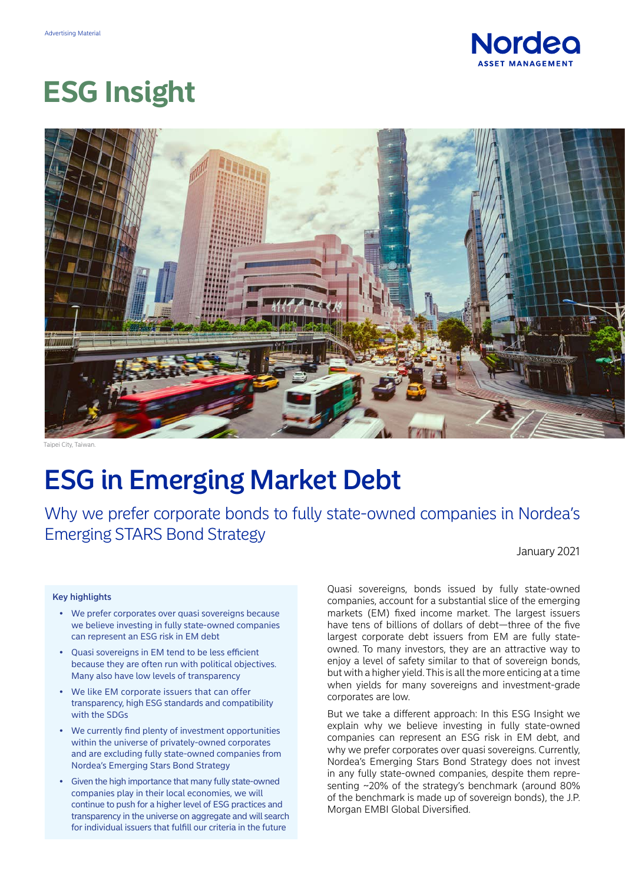Advertising Material

Nordea ASSET MANAGEMENT

# ESG Insight

Taipei City, Taiwan.

# ESG in Emerging Market Debt

## Why we prefer corporate bonds to fully state-owned companies in Nordea's Emerging STARS Bond Strategy

January 2021

**Key highlights**

- We prefer corporates over quasi sovereigns because we believe investing in fully state-owned companies can represent an ESG risk in EM debt
- Quasi sovereigns in EM tend to be less efficient because they are often run with political objectives. Many also have low levels of transparency
- We like EM corporate issuers that can offer transparency, high ESG standards and compatibility with the SDGs
- We currently find plenty of investment opportunities within the universe of privately-owned corporates and are excluding fully state-owned companies from Nordea's Emerging Stars Bond Strategy
- Given the high importance that many fully state-owned companies play in their local economies, we will continue to push for a higher level of ESG practices and transparency in the universe on aggregate and will search for individual issuers that fulfill our criteria in the future

Quasi sovereigns, bonds issued by fully state-owned companies, account for a substantial slice of the emerging markets (EM) fixed income market. The largest issuers have tens of billions of dollars of debt—three of the five largest corporate debt issuers from EM are fully state-owned. To many investors, they are an attractive way to enjoy a level of safety similar to that of sovereign bonds, but with a higher yield. This is all the more enticing at a time when yields for many sovereigns and investment-grade corporates are low.

But we take a different approach: In this ESG Insight we explain why we believe investing in fully state-owned companies can represent an ESG risk in EM debt, and why we prefer corporates over quasi sovereigns. Currently, Nordea's Emerging Stars Bond Strategy does not invest in any fully state-owned companies, despite them representing ~20% of the strategy's benchmark (around 80% of the benchmark is made up of sovereign bonds), the J.P. Morgan EMBI Global Diversified.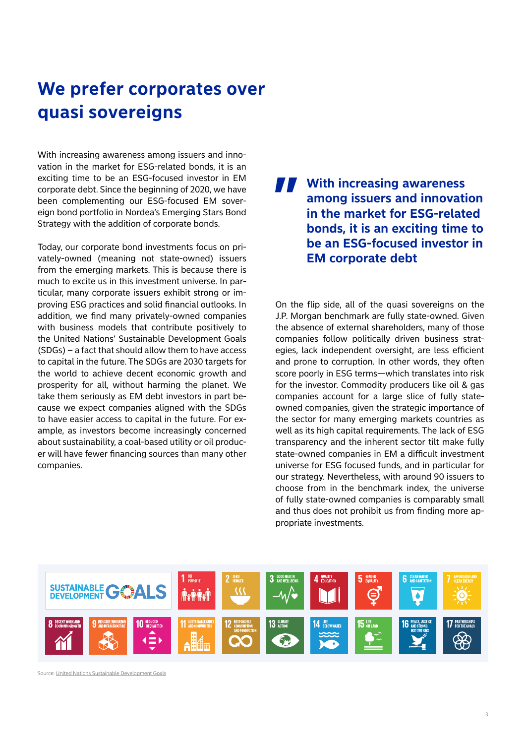# We prefer corporates over quasi sovereigns

With increasing awareness among issuers and innovation in the market for ESG-related bonds, it is an exciting time to be an ESG-focused investor in EM corporate debt. Since the beginning of 2020, we have been complementing our ESG-focused EM sovereign bond portfolio in Nordea's Emerging Stars Bond Strategy with the addition of corporate bonds.

Today, our corporate bond investments focus on privately-owned (meaning not state-owned) issuers from the emerging markets. This is because there is much to excite us in this investment universe. In particular, many corporate issuers exhibit strong or improving ESG practices and solid financial outlooks. In addition, we find many privately-owned companies with business models that contribute positively to the United Nations' Sustainable Development Goals (SDGs) – a fact that should allow them to have easier access to capital in the future. The SDGs are 2030 targets for the world to achieve decent economic growth and prosperity for all, without harming the planet. We take them seriously as EM debt investors in part because we expect companies aligned with the SDGs to have easier access to capital in the future. For example, as investors become increasingly concerned about sustainability, a coal-based utility or oil producer will have fewer financing sources than many other companies.

> **With increasing awareness among issuers and innovation in the market for ESG-related bonds, it is an exciting time to be an ESG-focused investor in EM corporate debt**

On the flip side, all of the quasi sovereigns on the J.P. Morgan benchmark are fully state-owned. Given the absence of external shareholders, many of those companies follow politically driven business strategies, lack independent oversight, are less efficient and prone to corruption. In other words, they often score poorly in ESG terms—which translates into risk for the investor. Commodity producers like oil & gas companies account for a large slice of fully state-owned companies, given the strategic importance of the sector for many emerging markets countries as well as its high capital requirements. The lack of ESG transparency and the inherent sector tilt make fully state-owned companies in EM a difficult investment universe for ESG focused funds, and in particular for our strategy. Nevertheless, with around 90 issuers to choose from in the benchmark index, the universe of fully state-owned companies is comparably small and thus does not prohibit us from finding more appropriate investments.

SUSTAINABLE DEVELOPMENT GOALS

1 NO POVERTY | 2 ZERO HUNGER | 3 GOOD HEALTH AND WELL-BEING | 4 QUALITY EDUCATION | 5 GENDER EQUALITY | 6 CLEAN WATER AND SANITATION | 7 AFFORDABLE AND CLEAN ENERGY | 8 DECENT WORK AND ECONOMIC GROWTH | 9 INDUSTRY, INNOVATION AND INFRASTRUCTURE | 10 REDUCED INEQUALITIES | 11 SUSTAINABLE CITIES AND COMMUNITIES | 12 RESPONSIBLE CONSUMPTION AND PRODUCTION | 13 CLIMATE ACTION | 14 LIFE BELOW WATER | 15 LIFE ON LAND | 16 PEACE, JUSTICE AND STRONG INSTITUTIONS | 17 PARTNERSHIPS FOR THE GOALS

Source: United Nations Sustainable Development Goals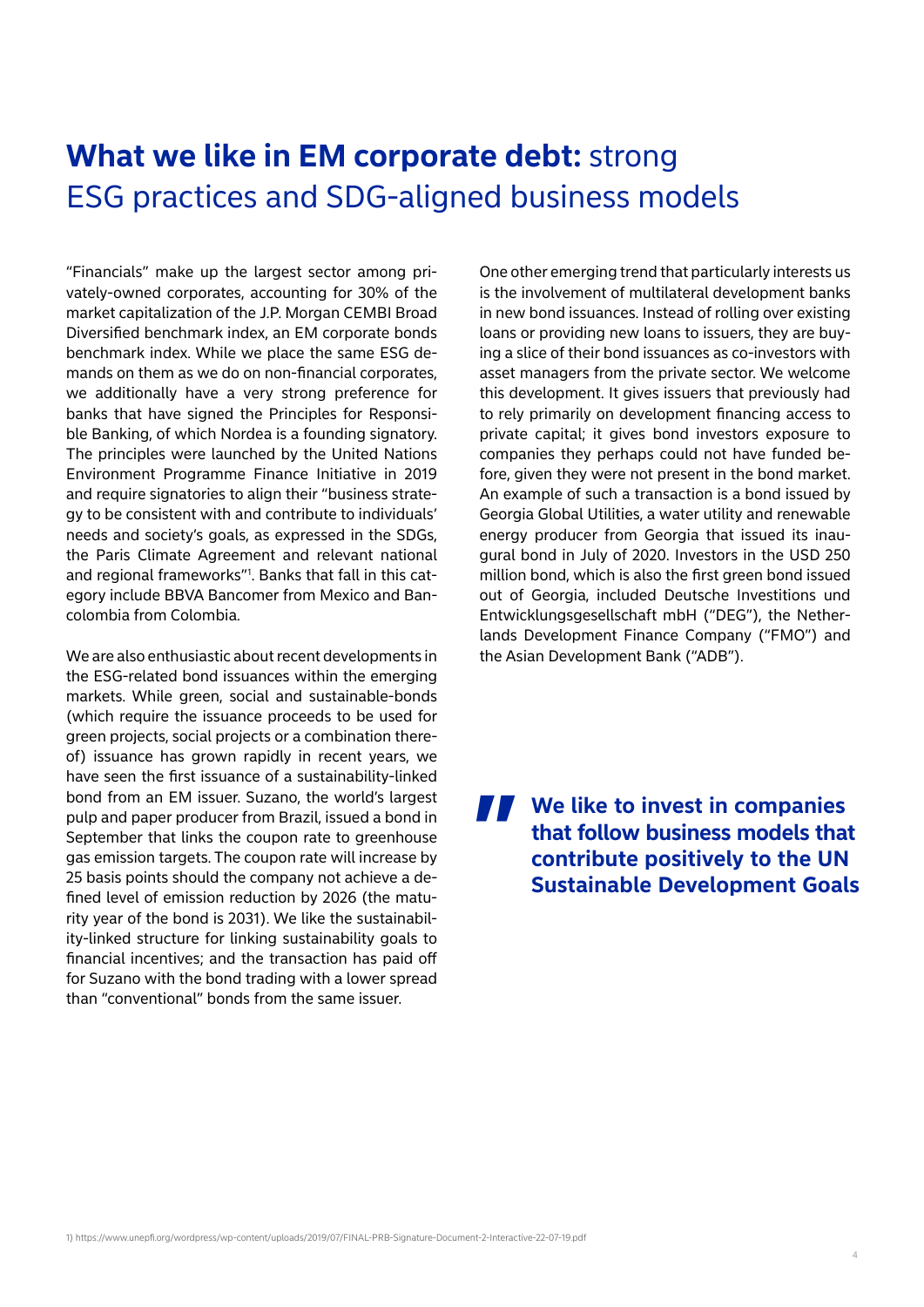# **What we like in EM corporate debt:** strong ESG practices and SDG-aligned business models

"Financials" make up the largest sector among privately-owned corporates, accounting for 30% of the market capitalization of the J.P. Morgan CEMBI Broad Diversified benchmark index, an EM corporate bonds benchmark index. While we place the same ESG demands on them as we do on non-financial corporates, we additionally have a very strong preference for banks that have signed the Principles for Responsible Banking, of which Nordea is a founding signatory. The principles were launched by the United Nations Environment Programme Finance Initiative in 2019 and require signatories to align their "business strategy to be consistent with and contribute to individuals' needs and society's goals, as expressed in the SDGs, the Paris Climate Agreement and relevant national and regional frameworks"[1]. Banks that fall in this category include BBVA Bancomer from Mexico and Bancolombia from Colombia.

We are also enthusiastic about recent developments in the ESG-related bond issuances within the emerging markets. While green, social and sustainable-bonds (which require the issuance proceeds to be used for green projects, social projects or a combination thereof) issuance has grown rapidly in recent years, we have seen the first issuance of a sustainability-linked bond from an EM issuer. Suzano, the world's largest pulp and paper producer from Brazil, issued a bond in September that links the coupon rate to greenhouse gas emission targets. The coupon rate will increase by 25 basis points should the company not achieve a defined level of emission reduction by 2026 (the maturity year of the bond is 2031). We like the sustainability-linked structure for linking sustainability goals to financial incentives; and the transaction has paid off for Suzano with the bond trading with a lower spread than "conventional" bonds from the same issuer.

One other emerging trend that particularly interests us is the involvement of multilateral development banks in new bond issuances. Instead of rolling over existing loans or providing new loans to issuers, they are buying a slice of their bond issuances as co-investors with asset managers from the private sector. We welcome this development. It gives issuers that previously had to rely primarily on development financing access to private capital; it gives bond investors exposure to companies they perhaps could not have funded before, given they were not present in the bond market. An example of such a transaction is a bond issued by Georgia Global Utilities, a water utility and renewable energy producer from Georgia that issued its inaugural bond in July of 2020. Investors in the USD 250 million bond, which is also the first green bond issued out of Georgia, included Deutsche Investitions und Entwicklungsgesellschaft mbH ("DEG"), the Netherlands Development Finance Company ("FMO") and the Asian Development Bank ("ADB").

> **We like to invest in companies that follow business models that contribute positively to the UN Sustainable Development Goals**

1) https://www.unepfi.org/wordpress/wp-content/uploads/2019/07/FINAL-PRB-Signature-Document-2-Interactive-22-07-19.pdf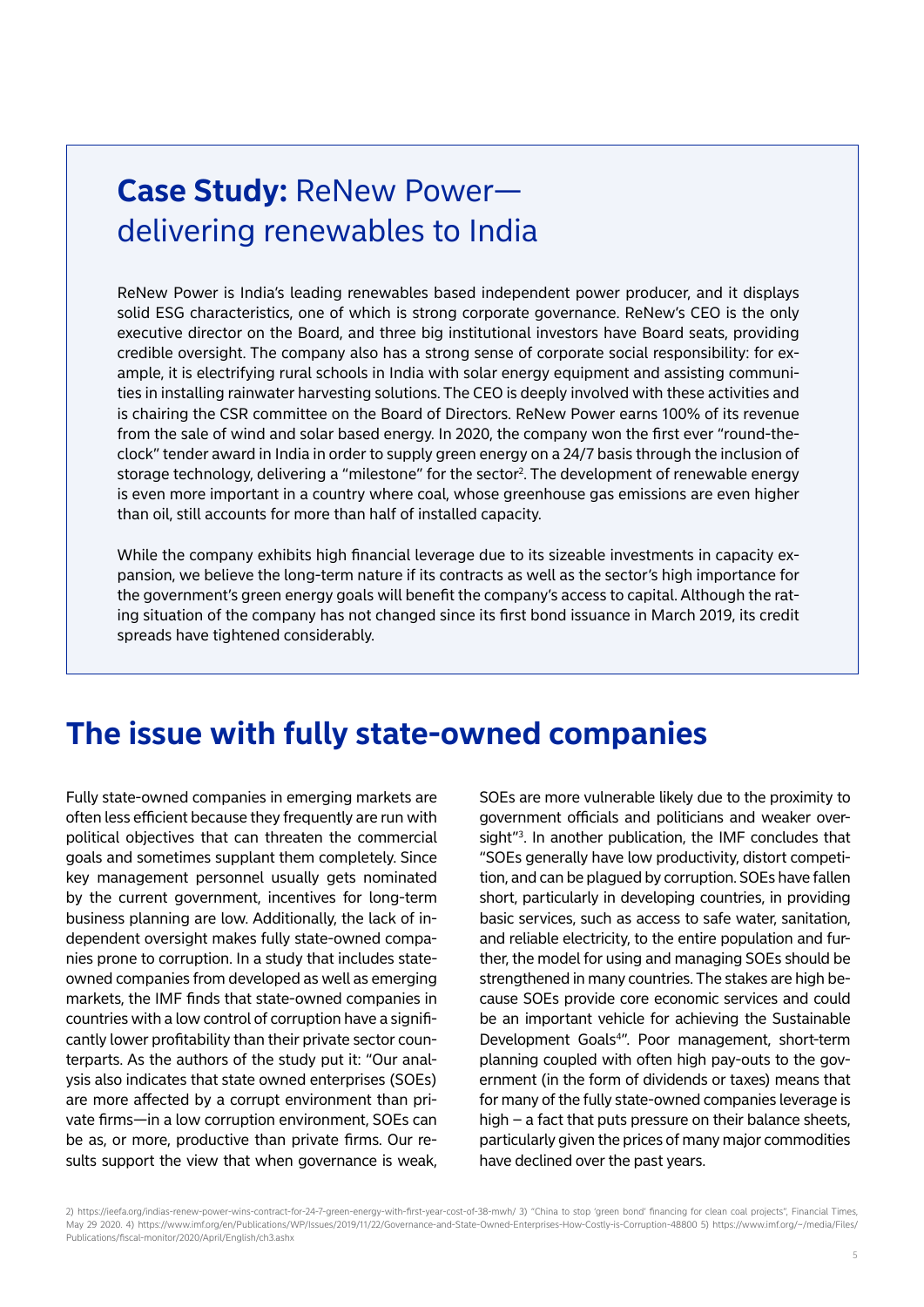## **Case Study:** ReNew Power—delivering renewables to India

ReNew Power is India's leading renewables based independent power producer, and it displays solid ESG characteristics, one of which is strong corporate governance. ReNew's CEO is the only executive director on the Board, and three big institutional investors have Board seats, providing credible oversight. The company also has a strong sense of corporate social responsibility: for example, it is electrifying rural schools in India with solar energy equipment and assisting communities in installing rainwater harvesting solutions. The CEO is deeply involved with these activities and is chairing the CSR committee on the Board of Directors. ReNew Power earns 100% of its revenue from the sale of wind and solar based energy. In 2020, the company won the first ever "round-the-clock" tender award in India in order to supply green energy on a 24/7 basis through the inclusion of storage technology, delivering a "milestone" for the sector[2]. The development of renewable energy is even more important in a country where coal, whose greenhouse gas emissions are even higher than oil, still accounts for more than half of installed capacity.

While the company exhibits high financial leverage due to its sizeable investments in capacity expansion, we believe the long-term nature if its contracts as well as the sector's high importance for the government's green energy goals will benefit the company's access to capital. Although the rating situation of the company has not changed since its first bond issuance in March 2019, its credit spreads have tightened considerably.

# The issue with fully state-owned companies

Fully state-owned companies in emerging markets are often less efficient because they frequently are run with political objectives that can threaten the commercial goals and sometimes supplant them completely. Since key management personnel usually gets nominated by the current government, incentives for long-term business planning are low. Additionally, the lack of independent oversight makes fully state-owned companies prone to corruption. In a study that includes state-owned companies from developed as well as emerging markets, the IMF finds that state-owned companies in countries with a low control of corruption have a significantly lower profitability than their private sector counterparts. As the authors of the study put it: "Our analysis also indicates that state owned enterprises (SOEs) are more affected by a corrupt environment than private firms—in a low corruption environment, SOEs can be as, or more, productive than private firms. Our results support the view that when governance is weak, SOEs are more vulnerable likely due to the proximity to government officials and politicians and weaker oversight"[3]. In another publication, the IMF concludes that "SOEs generally have low productivity, distort competition, and can be plagued by corruption. SOEs have fallen short, particularly in developing countries, in providing basic services, such as access to safe water, sanitation, and reliable electricity, to the entire population and further, the model for using and managing SOEs should be strengthened in many countries. The stakes are high because SOEs provide core economic services and could be an important vehicle for achieving the Sustainable Development Goals[4]". Poor management, short-term planning coupled with often high pay-outs to the government (in the form of dividends or taxes) means that for many of the fully state-owned companies leverage is high – a fact that puts pressure on their balance sheets, particularly given the prices of many major commodities have declined over the past years.

2) https://ieefa.org/indias-renew-power-wins-contract-for-24-7-green-energy-with-first-year-cost-of-38-mwh/ 3) "China to stop 'green bond' financing for clean coal projects", Financial Times, May 29 2020. 4) https://www.imf.org/en/Publications/WP/Issues/2019/11/22/Governance-and-State-Owned-Enterprises-How-Costly-is-Corruption-48800 5) https://www.imf.org/~/media/Files/Publications/fiscal-monitor/2020/April/English/ch3.ashx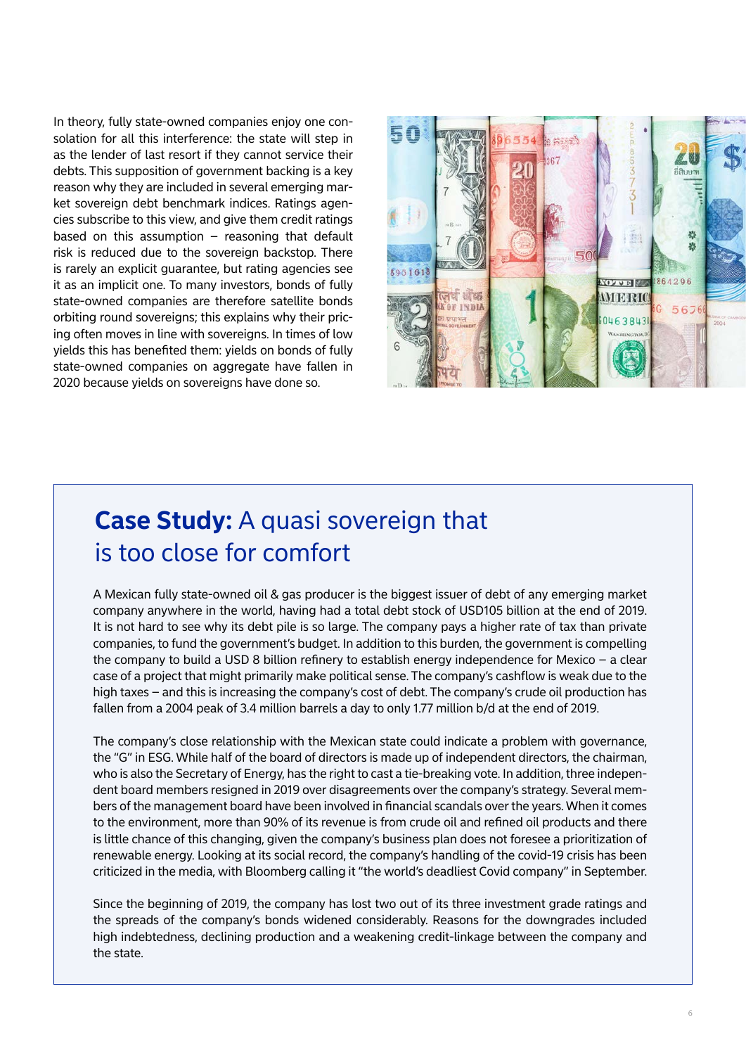In theory, fully state-owned companies enjoy one consolation for all this interference: the state will step in as the lender of last resort if they cannot service their debts. This supposition of government backing is a key reason why they are included in several emerging market sovereign debt benchmark indices. Ratings agencies subscribe to this view, and give them credit ratings based on this assumption – reasoning that default risk is reduced due to the sovereign backstop. There is rarely an explicit guarantee, but rating agencies see it as an implicit one. To many investors, bonds of fully state-owned companies are therefore satellite bonds orbiting round sovereigns; this explains why their pricing often moves in line with sovereigns. In times of low yields this has benefited them: yields on bonds of fully state-owned companies on aggregate have fallen in 2020 because yields on sovereigns have done so.

## **Case Study:** A quasi sovereign that is too close for comfort

A Mexican fully state-owned oil & gas producer is the biggest issuer of debt of any emerging market company anywhere in the world, having had a total debt stock of USD105 billion at the end of 2019. It is not hard to see why its debt pile is so large. The company pays a higher rate of tax than private companies, to fund the government's budget. In addition to this burden, the government is compelling the company to build a USD 8 billion refinery to establish energy independence for Mexico – a clear case of a project that might primarily make political sense. The company's cashflow is weak due to the high taxes – and this is increasing the company's cost of debt. The company's crude oil production has fallen from a 2004 peak of 3.4 million barrels a day to only 1.77 million b/d at the end of 2019.

The company's close relationship with the Mexican state could indicate a problem with governance, the "G" in ESG. While half of the board of directors is made up of independent directors, the chairman, who is also the Secretary of Energy, has the right to cast a tie-breaking vote. In addition, three independent board members resigned in 2019 over disagreements over the company's strategy. Several members of the management board have been involved in financial scandals over the years. When it comes to the environment, more than 90% of its revenue is from crude oil and refined oil products and there is little chance of this changing, given the company's business plan does not foresee a prioritization of renewable energy. Looking at its social record, the company's handling of the covid-19 crisis has been criticized in the media, with Bloomberg calling it "the world's deadliest Covid company" in September.

Since the beginning of 2019, the company has lost two out of its three investment grade ratings and the spreads of the company's bonds widened considerably. Reasons for the downgrades included high indebtedness, declining production and a weakening credit-linkage between the company and the state.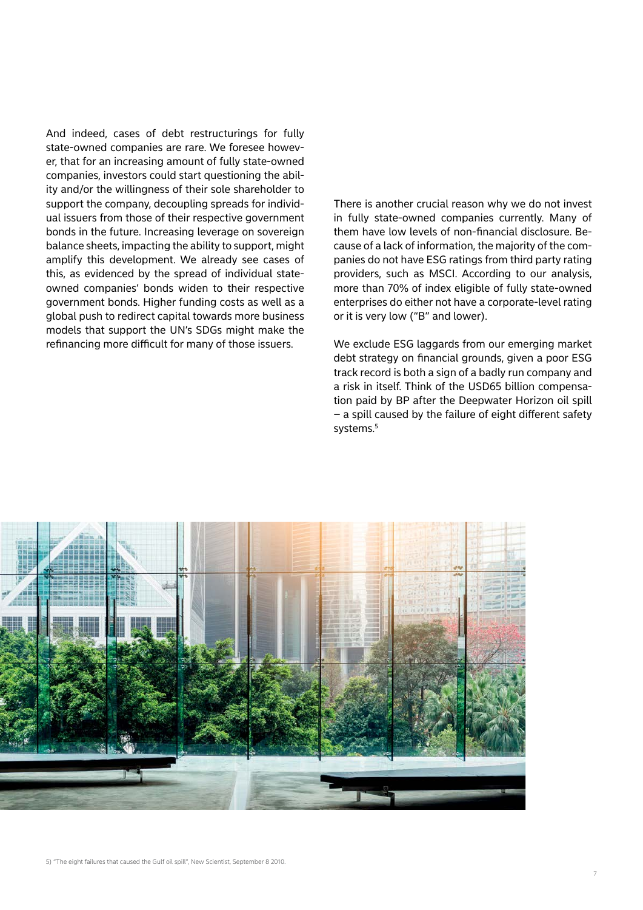And indeed, cases of debt restructurings for fully state-owned companies are rare. We foresee however, that for an increasing amount of fully state-owned companies, investors could start questioning the ability and/or the willingness of their sole shareholder to support the company, decoupling spreads for individual issuers from those of their respective government bonds in the future. Increasing leverage on sovereign balance sheets, impacting the ability to support, might amplify this development. We already see cases of this, as evidenced by the spread of individual state-owned companies' bonds widen to their respective government bonds. Higher funding costs as well as a global push to redirect capital towards more business models that support the UN's SDGs might make the refinancing more difficult for many of those issuers.

There is another crucial reason why we do not invest in fully state-owned companies currently. Many of them have low levels of non-financial disclosure. Because of a lack of information, the majority of the companies do not have ESG ratings from third party rating providers, such as MSCI. According to our analysis, more than 70% of index eligible of fully state-owned enterprises do either not have a corporate-level rating or it is very low ("B" and lower).

We exclude ESG laggards from our emerging market debt strategy on financial grounds, given a poor ESG track record is both a sign of a badly run company and a risk in itself. Think of the USD65 billion compensation paid by BP after the Deepwater Horizon oil spill – a spill caused by the failure of eight different safety systems.[5]

5) "The eight failures that caused the Gulf oil spill", New Scientist, September 8 2010.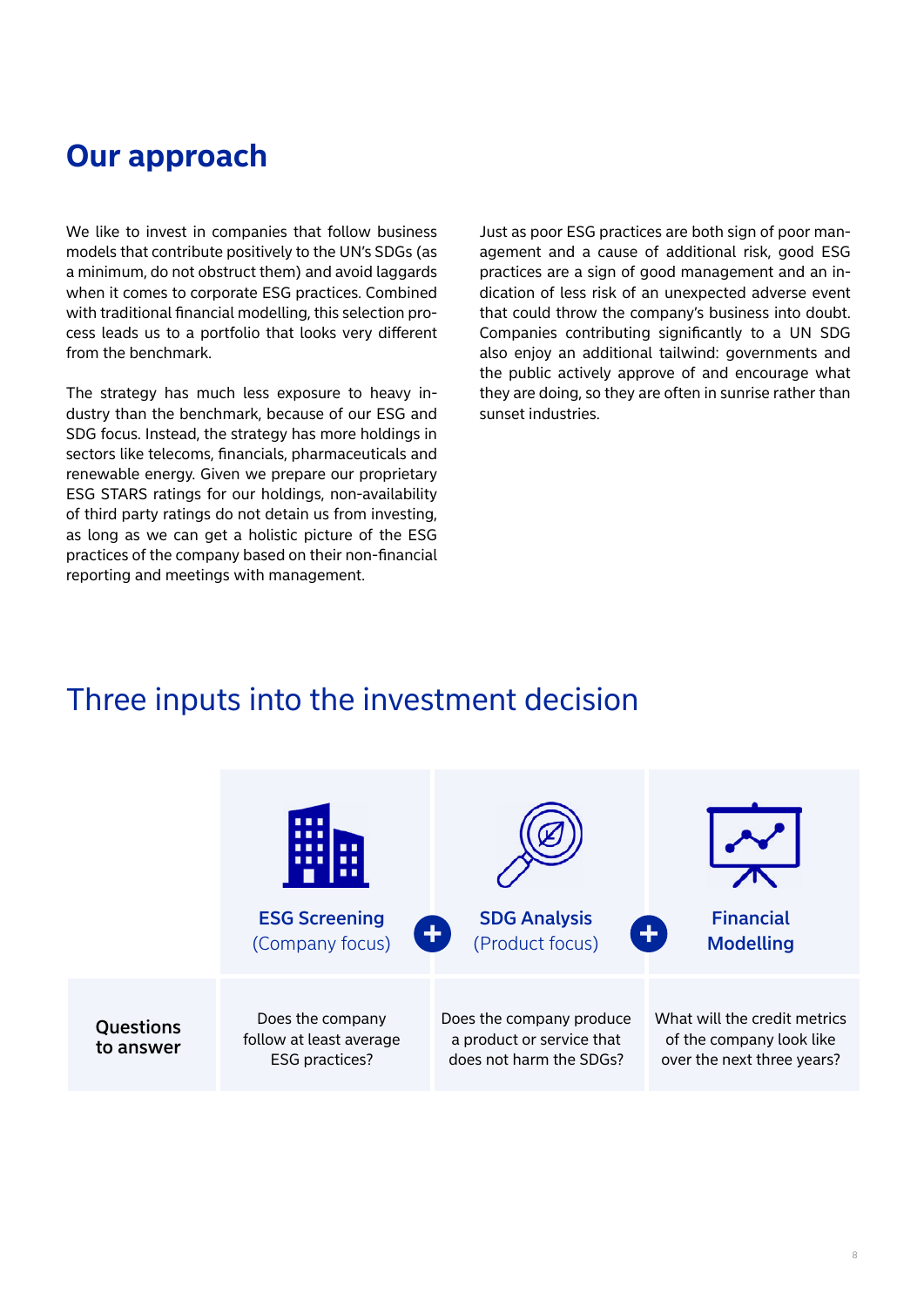# Our approach

We like to invest in companies that follow business models that contribute positively to the UN's SDGs (as a minimum, do not obstruct them) and avoid laggards when it comes to corporate ESG practices. Combined with traditional financial modelling, this selection process leads us to a portfolio that looks very different from the benchmark.

The strategy has much less exposure to heavy industry than the benchmark, because of our ESG and SDG focus. Instead, the strategy has more holdings in sectors like telecoms, financials, pharmaceuticals and renewable energy. Given we prepare our proprietary ESG STARS ratings for our holdings, non-availability of third party ratings do not detain us from investing, as long as we can get a holistic picture of the ESG practices of the company based on their non-financial reporting and meetings with management.

Just as poor ESG practices are both sign of poor management and a cause of additional risk, good ESG practices are a sign of good management and an indication of less risk of an unexpected adverse event that could throw the company's business into doubt. Companies contributing significantly to a UN SDG also enjoy an additional tailwind: governments and the public actively approve of and encourage what they are doing, so they are often in sunrise rather than sunset industries.

## Three inputs into the investment decision

| | **ESG Screening** (Company focus) | **SDG Analysis** (Product focus) | **Financial Modelling** |
|---|---|---|---|
| **Questions to answer** | Does the company follow at least average ESG practices? | Does the company produce a product or service that does not harm the SDGs? | What will the credit metrics of the company look like over the next three years? |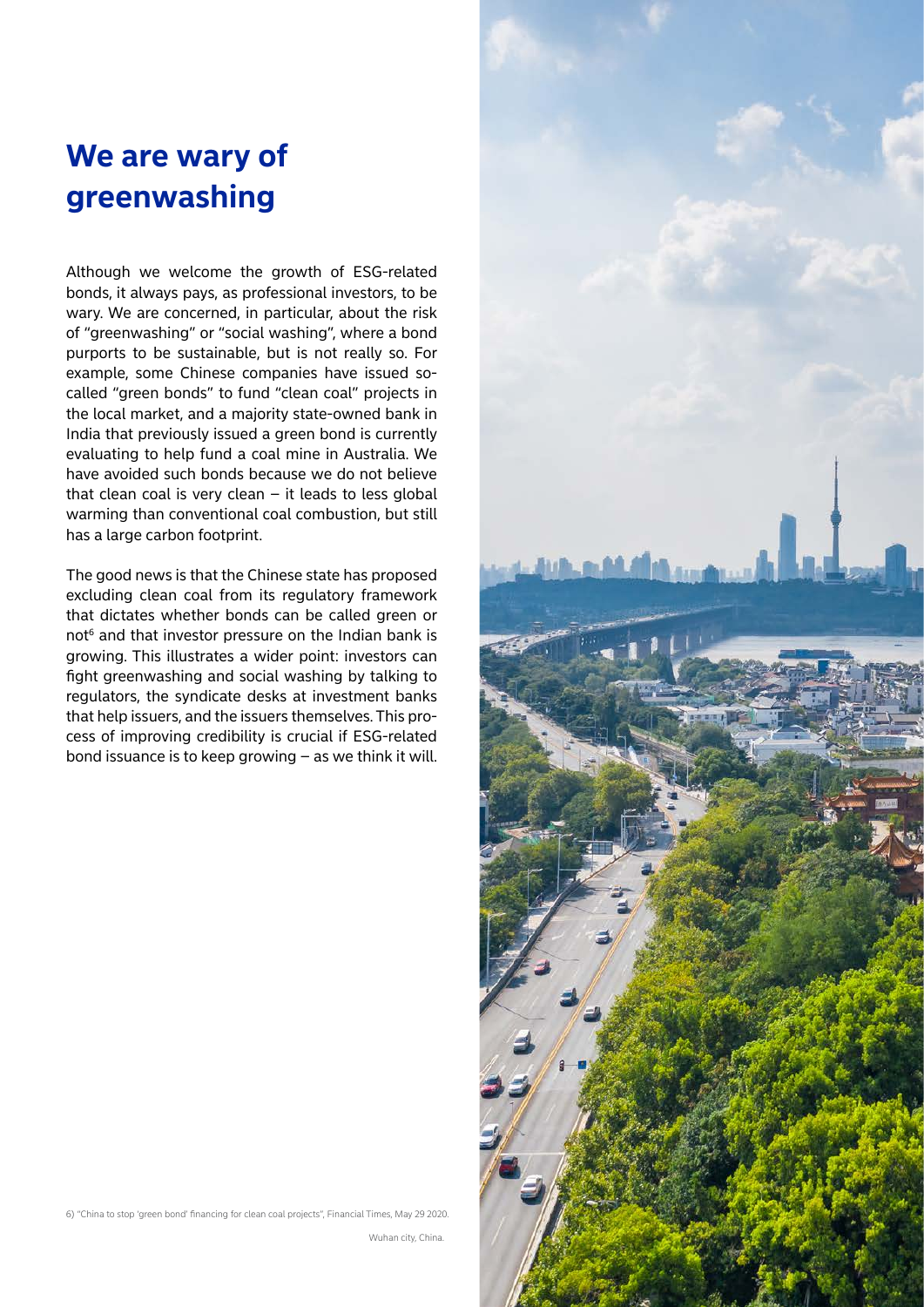# We are wary of greenwashing

Although we welcome the growth of ESG-related bonds, it always pays, as professional investors, to be wary. We are concerned, in particular, about the risk of "greenwashing" or "social washing", where a bond purports to be sustainable, but is not really so. For example, some Chinese companies have issued so-called "green bonds" to fund "clean coal" projects in the local market, and a majority state-owned bank in India that previously issued a green bond is currently evaluating to help fund a coal mine in Australia. We have avoided such bonds because we do not believe that clean coal is very clean – it leads to less global warming than conventional coal combustion, but still has a large carbon footprint.

The good news is that the Chinese state has proposed excluding clean coal from its regulatory framework that dictates whether bonds can be called green or not[6] and that investor pressure on the Indian bank is growing. This illustrates a wider point: investors can fight greenwashing and social washing by talking to regulators, the syndicate desks at investment banks that help issuers, and the issuers themselves. This process of improving credibility is crucial if ESG-related bond issuance is to keep growing – as we think it will.

6) "China to stop 'green bond' financing for clean coal projects", Financial Times, May 29 2020.

Wuhan city, China.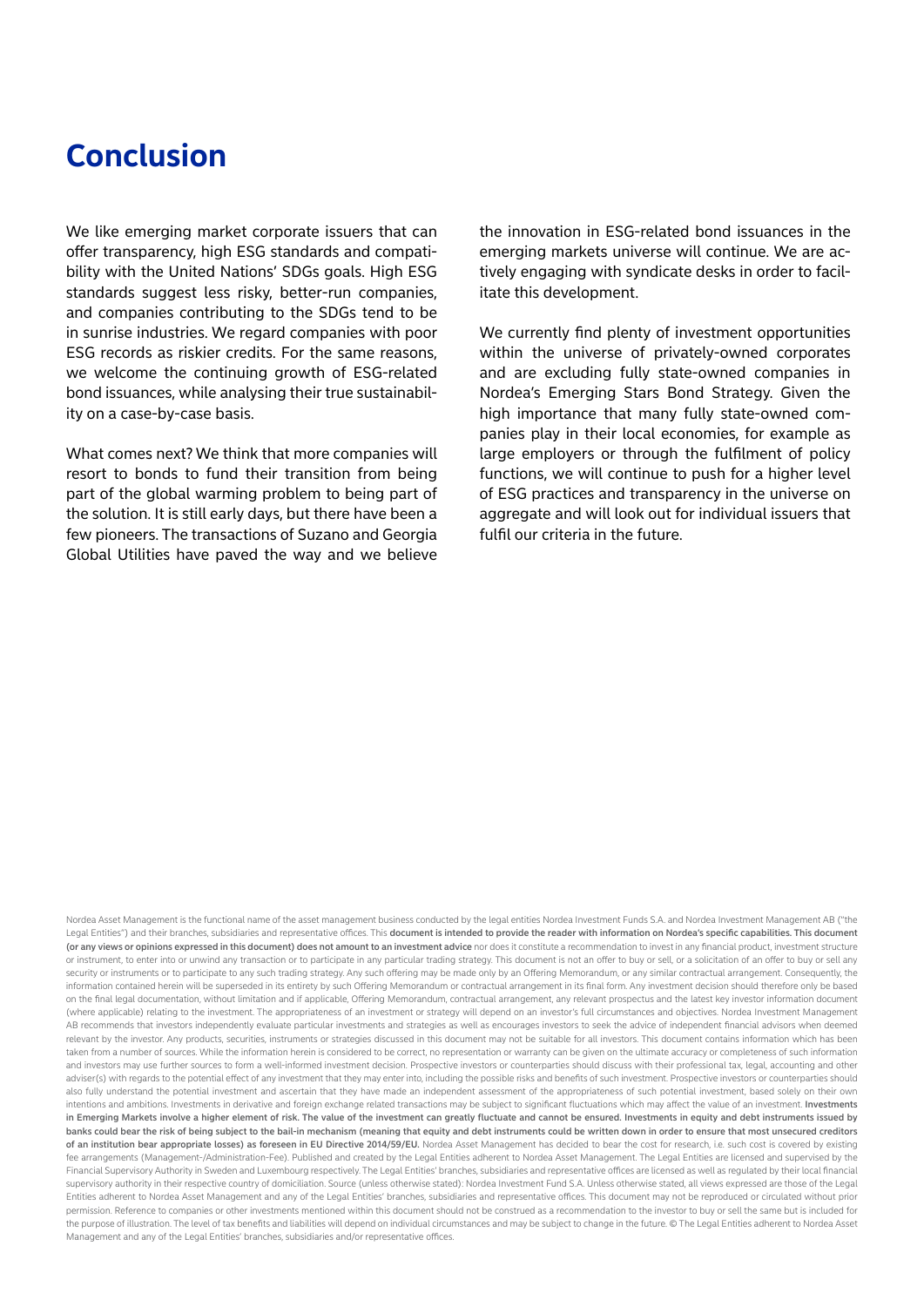# Conclusion

We like emerging market corporate issuers that can offer transparency, high ESG standards and compatibility with the United Nations' SDGs goals. High ESG standards suggest less risky, better-run companies, and companies contributing to the SDGs tend to be in sunrise industries. We regard companies with poor ESG records as riskier credits. For the same reasons, we welcome the continuing growth of ESG-related bond issuances, while analysing their true sustainability on a case-by-case basis.

What comes next? We think that more companies will resort to bonds to fund their transition from being part of the global warming problem to being part of the solution. It is still early days, but there have been a few pioneers. The transactions of Suzano and Georgia Global Utilities have paved the way and we believe the innovation in ESG-related bond issuances in the emerging markets universe will continue. We are actively engaging with syndicate desks in order to facilitate this development.

We currently find plenty of investment opportunities within the universe of privately-owned corporates and are excluding fully state-owned companies in Nordea's Emerging Stars Bond Strategy. Given the high importance that many fully state-owned companies play in their local economies, for example as large employers or through the fulfilment of policy functions, we will continue to push for a higher level of ESG practices and transparency in the universe on aggregate and will look out for individual issuers that fulfil our criteria in the future.

Nordea Asset Management is the functional name of the asset management business conducted by the legal entities Nordea Investment Funds S.A. and Nordea Investment Management AB ("the Legal Entities") and their branches, subsidiaries and representative offices. This **document is intended to provide the reader with information on Nordea's specific capabilities. This document (or any views or opinions expressed in this document) does not amount to an investment advice** nor does it constitute a recommendation to invest in any financial product, investment structure or instrument, to enter into or unwind any transaction or to participate in any particular trading strategy. This document is not an offer to buy or sell, or a solicitation of an offer to buy or sell any security or instruments or to participate to any such trading strategy. Any such offering may be made only by an Offering Memorandum, or any similar contractual arrangement. Consequently, the information contained herein will be superseded in its entirety by such Offering Memorandum or contractual arrangement in its final form. Any investment decision should therefore only be based on the final legal documentation, without limitation and if applicable, Offering Memorandum, contractual arrangement, any relevant prospectus and the latest key investor information document (where applicable) relating to the investment. The appropriateness of an investment or strategy will depend on an investor's full circumstances and objectives. Nordea Investment Management AB recommends that investors independently evaluate particular investments and strategies as well as encourages investors to seek the advice of independent financial advisors when deemed relevant by the investor. Any products, securities, instruments or strategies discussed in this document may not be suitable for all investors. This document contains information which has been taken from a number of sources. While the information herein is considered to be correct, no representation or warranty can be given on the ultimate accuracy or completeness of such information and investors may use further sources to form a well-informed investment decision. Prospective investors or counterparties should discuss with their professional tax, legal, accounting and other adviser(s) with regards to the potential effect of any investment that they may enter into, including the possible risks and benefits of such investment. Prospective investors or counterparties should also fully understand the potential investment and ascertain that they have made an independent assessment of the appropriateness of such potential investment, based solely on their own intentions and ambitions. Investments in derivative and foreign exchange related transactions may be subject to significant fluctuations which may affect the value of an investment. **Investments in Emerging Markets involve a higher element of risk. The value of the investment can greatly fluctuate and cannot be ensured. Investments in equity and debt instruments issued by banks could bear the risk of being subject to the bail-in mechanism (meaning that equity and debt instruments could be written down in order to ensure that most unsecured creditors of an institution bear appropriate losses) as foreseen in EU Directive 2014/59/EU.** Nordea Asset Management has decided to bear the cost for research, i.e. such cost is covered by existing fee arrangements (Management-/Administration-Fee). Published and created by the Legal Entities adherent to Nordea Asset Management. The Legal Entities are licensed and supervised by the Financial Supervisory Authority in Sweden and Luxembourg respectively. The Legal Entities' branches, subsidiaries and representative offices are licensed as well as regulated by their local financial supervisory authority in their respective country of domiciliation. Source (unless otherwise stated): Nordea Investment Fund S.A. Unless otherwise stated, all views expressed are those of the Legal Entities adherent to Nordea Asset Management and any of the Legal Entities' branches, subsidiaries and representative offices. This document may not be reproduced or circulated without prior permission. Reference to companies or other investments mentioned within this document should not be construed as a recommendation to the investor to buy or sell the same but is included for the purpose of illustration. The level of tax benefits and liabilities will depend on individual circumstances and may be subject to change in the future. © The Legal Entities adherent to Nordea Asset Management and any of the Legal Entities' branches, subsidiaries and/or representative offices.